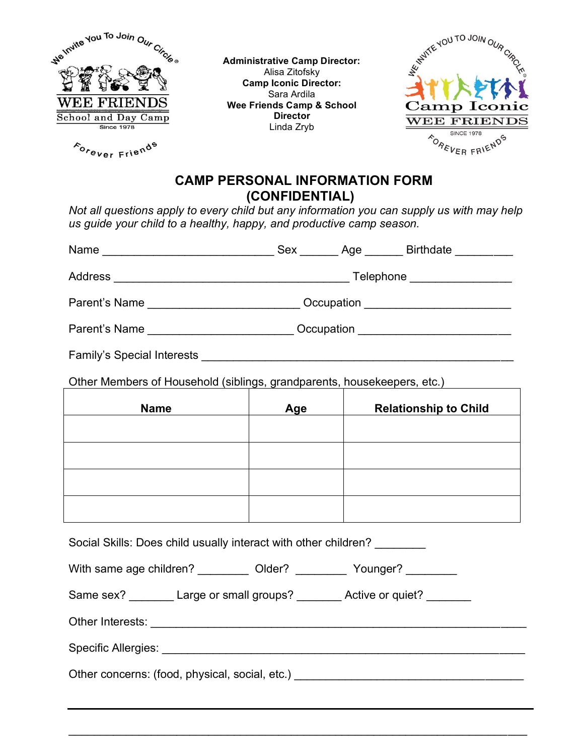We Invite You To Join Our Circle®

WEE FRIENDS
School and Day Camp
Since 1978

Forever Friends

**Administrative Camp Director:**
Alisa Zitofsky
**Camp Iconic Director:**
Sara Ardila
**Wee Friends Camp & School Director**
Linda Zryb

We Invite You To Join Our Circle®
Camp Iconic
WEE FRIENDS
SINCE 1978
Forever Friends

# CAMP PERSONAL INFORMATION FORM (CONFIDENTIAL)

*Not all questions apply to every child but any information you can supply us with may help us guide your child to a healthy, happy, and productive camp season.*

Name ___________________________ Sex ______ Age ______ Birthdate _________

Address _____________________________________ Telephone ________________

Parent's Name ________________________ Occupation ______________________

Parent's Name _______________________ Occupation ________________________

Family's Special Interests ________________________________________________

Other Members of Household (siblings, grandparents, housekeepers, etc.)

| Name | Age | Relationship to Child |
|---|---|---|
| | | |
| | | |
| | | |
| | | |

Social Skills: Does child usually interact with other children? ________

With same age children? ________ Older? ________ Younger? ________

Same sex? _______ Large or small groups? _______ Active or quiet? _______

Other Interests: _________________________________________________________

Specific Allergies: _______________________________________________________

Other concerns: (food, physical, social, etc.) ____________________________________

_____________________________________________________________________

_____________________________________________________________________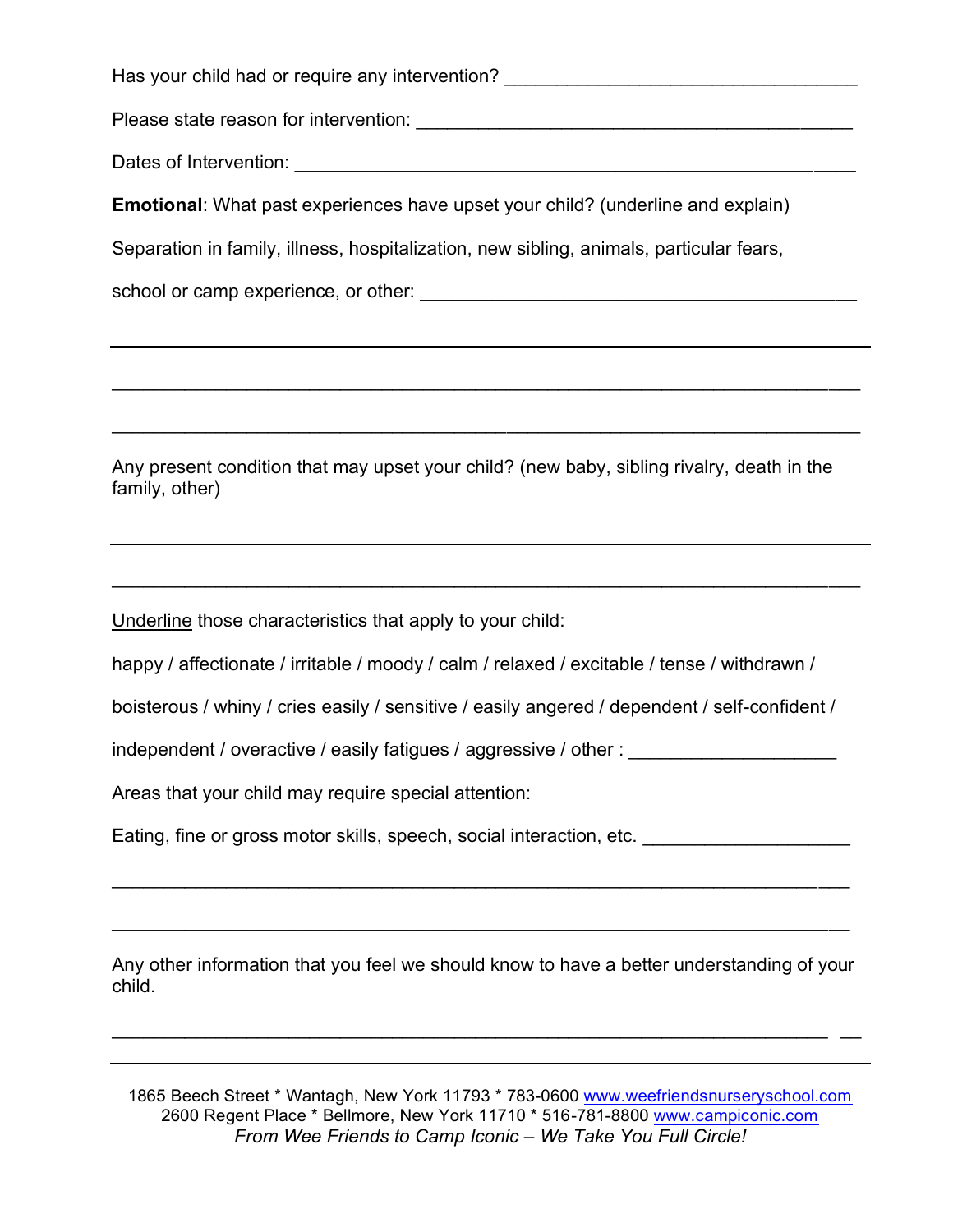Has your child had or require any intervention? ___________________________________

Please state reason for intervention: ___________________________________________

Dates of Intervention: _____________________________________________________

**Emotional**: What past experiences have upset your child? (underline and explain)

Separation in family, illness, hospitalization, new sibling, animals, particular fears,

school or camp experience, or other: ___________________________________________

______________________________________________________________________

______________________________________________________________________

______________________________________________________________________

Any present condition that may upset your child? (new baby, sibling rivalry, death in the family, other)

______________________________________________________________________

______________________________________________________________________

<u>Underline</u> those characteristics that apply to your child:

happy / affectionate / irritable / moody / calm / relaxed / excitable / tense / withdrawn /

boisterous / whiny / cries easily / sensitive / easily angered / dependent / self-confident /

independent / overactive / easily fatigues / aggressive / other : ____________________

Areas that your child may require special attention:

Eating, fine or gross motor skills, speech, social interaction, etc. ____________________

______________________________________________________________________

______________________________________________________________________

Any other information that you feel we should know to have a better understanding of your child.

______________________________________________________________________

______________________________________________________________________

1865 Beech Street * Wantagh, New York 11793 * 783-0600 www.weefriendsnurseryschool.com
2600 Regent Place * Bellmore, New York 11710 * 516-781-8800 www.campiconic.com
*From Wee Friends to Camp Iconic – We Take You Full Circle!*